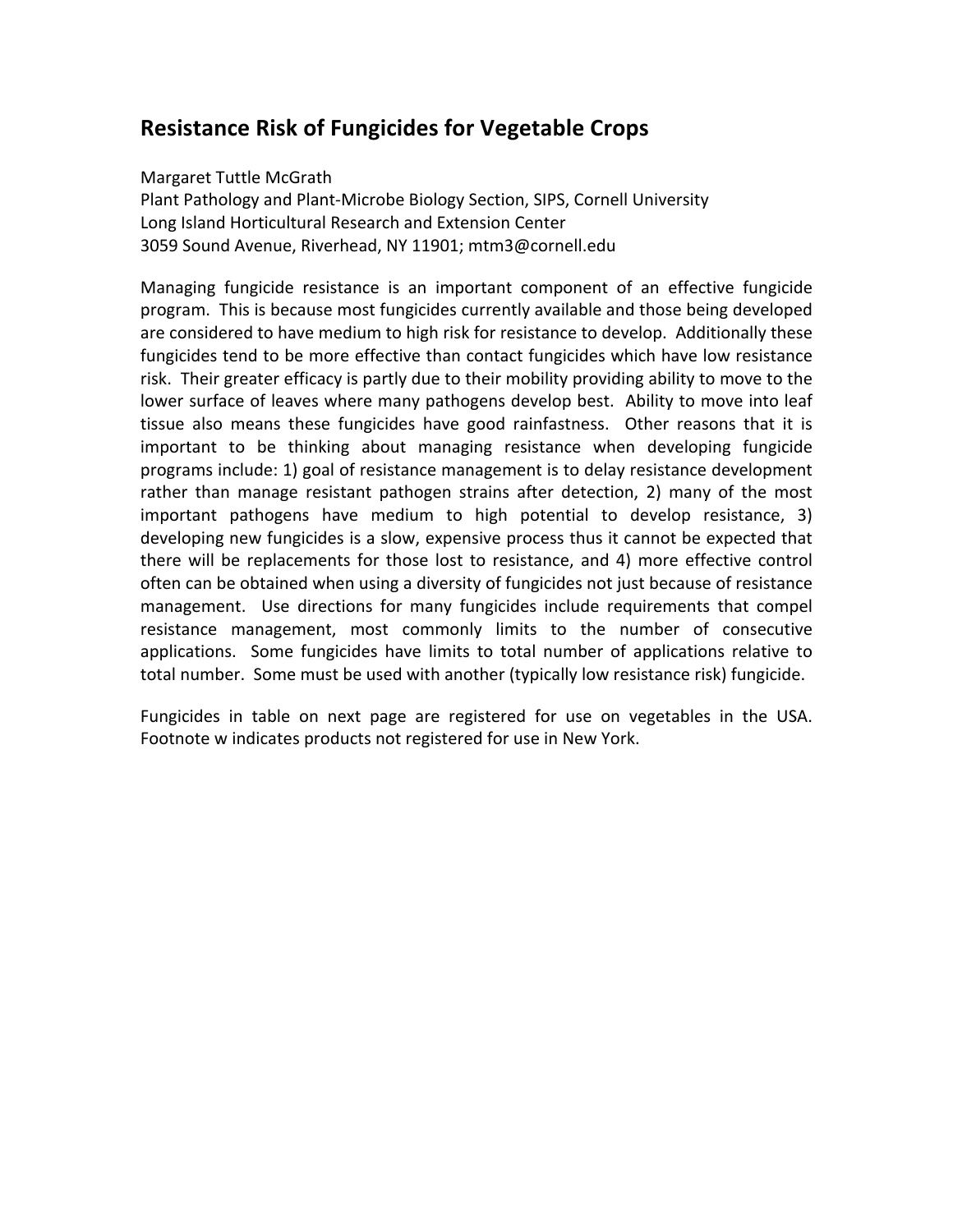# Resistance Risk of Fungicides for Vegetable Crops

Margaret Tuttle McGrath
Plant Pathology and Plant-Microbe Biology Section, SIPS, Cornell University
Long Island Horticultural Research and Extension Center
3059 Sound Avenue, Riverhead, NY 11901; mtm3@cornell.edu

Managing fungicide resistance is an important component of an effective fungicide program. This is because most fungicides currently available and those being developed are considered to have medium to high risk for resistance to develop. Additionally these fungicides tend to be more effective than contact fungicides which have low resistance risk. Their greater efficacy is partly due to their mobility providing ability to move to the lower surface of leaves where many pathogens develop best. Ability to move into leaf tissue also means these fungicides have good rainfastness. Other reasons that it is important to be thinking about managing resistance when developing fungicide programs include: 1) goal of resistance management is to delay resistance development rather than manage resistant pathogen strains after detection, 2) many of the most important pathogens have medium to high potential to develop resistance, 3) developing new fungicides is a slow, expensive process thus it cannot be expected that there will be replacements for those lost to resistance, and 4) more effective control often can be obtained when using a diversity of fungicides not just because of resistance management. Use directions for many fungicides include requirements that compel resistance management, most commonly limits to the number of consecutive applications. Some fungicides have limits to total number of applications relative to total number. Some must be used with another (typically low resistance risk) fungicide.

Fungicides in table on next page are registered for use on vegetables in the USA. Footnote w indicates products not registered for use in New York.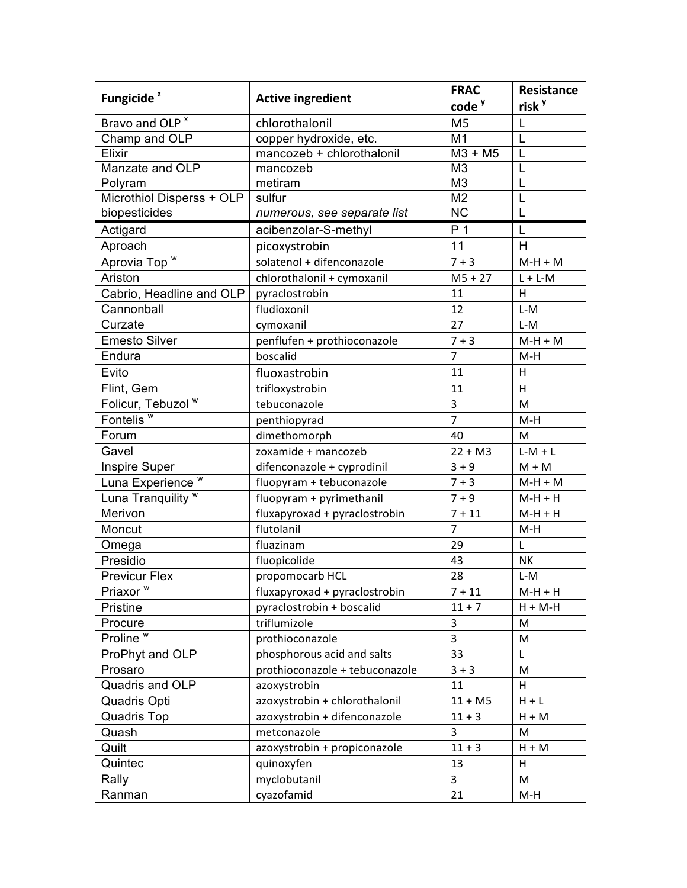| Fungicide [z] | Active ingredient | FRAC code [y] | Resistance risk [y] |
|---|---|---|---|
| Bravo and OLP [x] | chlorothalonil | M5 | L |
| Champ and OLP | copper hydroxide, etc. | M1 | L |
| Elixir | mancozeb + chlorothalonil | M3 + M5 | L |
| Manzate and OLP | mancozeb | M3 | L |
| Polyram | metiram | M3 | L |
| Microthiol Disperss + OLP | sulfur | M2 | L |
| biopesticides | *numerous, see separate list* | NC | L |
| Actigard | acibenzolar-S-methyl | P 1 | L |
| Aproach | picoxystrobin | 11 | H |
| Aprovia Top [w] | solatenol + difenconazole | 7 + 3 | M-H + M |
| Ariston | chlorothalonil + cymoxanil | M5 + 27 | L + L-M |
| Cabrio, Headline and OLP | pyraclostrobin | 11 | H |
| Cannonball | fludioxonil | 12 | L-M |
| Curzate | cymoxanil | 27 | L-M |
| Emesto Silver | penflufen + prothioconazole | 7 + 3 | M-H + M |
| Endura | boscalid | 7 | M-H |
| Evito | fluoxastrobin | 11 | H |
| Flint, Gem | trifloxystrobin | 11 | H |
| Folicur, Tebuzol [w] | tebuconazole | 3 | M |
| Fontelis [w] | penthiopyrad | 7 | M-H |
| Forum | dimethomorph | 40 | M |
| Gavel | zoxamide + mancozeb | 22 + M3 | L-M + L |
| Inspire Super | difenconazole + cyprodinil | 3 + 9 | M + M |
| Luna Experience [w] | fluopyram + tebuconazole | 7 + 3 | M-H + M |
| Luna Tranquility [w] | fluopyram + pyrimethanil | 7 + 9 | M-H + H |
| Merivon | fluxapyroxad + pyraclostrobin | 7 + 11 | M-H + H |
| Moncut | flutolanil | 7 | M-H |
| Omega | fluazinam | 29 | L |
| Presidio | fluopicolide | 43 | NK |
| Previcur Flex | propomocarb HCL | 28 | L-M |
| Priaxor [w] | fluxapyroxad + pyraclostrobin | 7 + 11 | M-H + H |
| Pristine | pyraclostrobin + boscalid | 11 + 7 | H + M-H |
| Procure | triflumizole | 3 | M |
| Proline [w] | prothioconazole | 3 | M |
| ProPhyt and OLP | phosphorous acid and salts | 33 | L |
| Prosaro | prothioconazole + tebuconazole | 3 + 3 | M |
| Quadris and OLP | azoxystrobin | 11 | H |
| Quadris Opti | azoxystrobin + chlorothalonil | 11 + M5 | H + L |
| Quadris Top | azoxystrobin + difenconazole | 11 + 3 | H + M |
| Quash | metconazole | 3 | M |
| Quilt | azoxystrobin + propiconazole | 11 + 3 | H + M |
| Quintec | quinoxyfen | 13 | H |
| Rally | myclobutanil | 3 | M |
| Ranman | cyazofamid | 21 | M-H |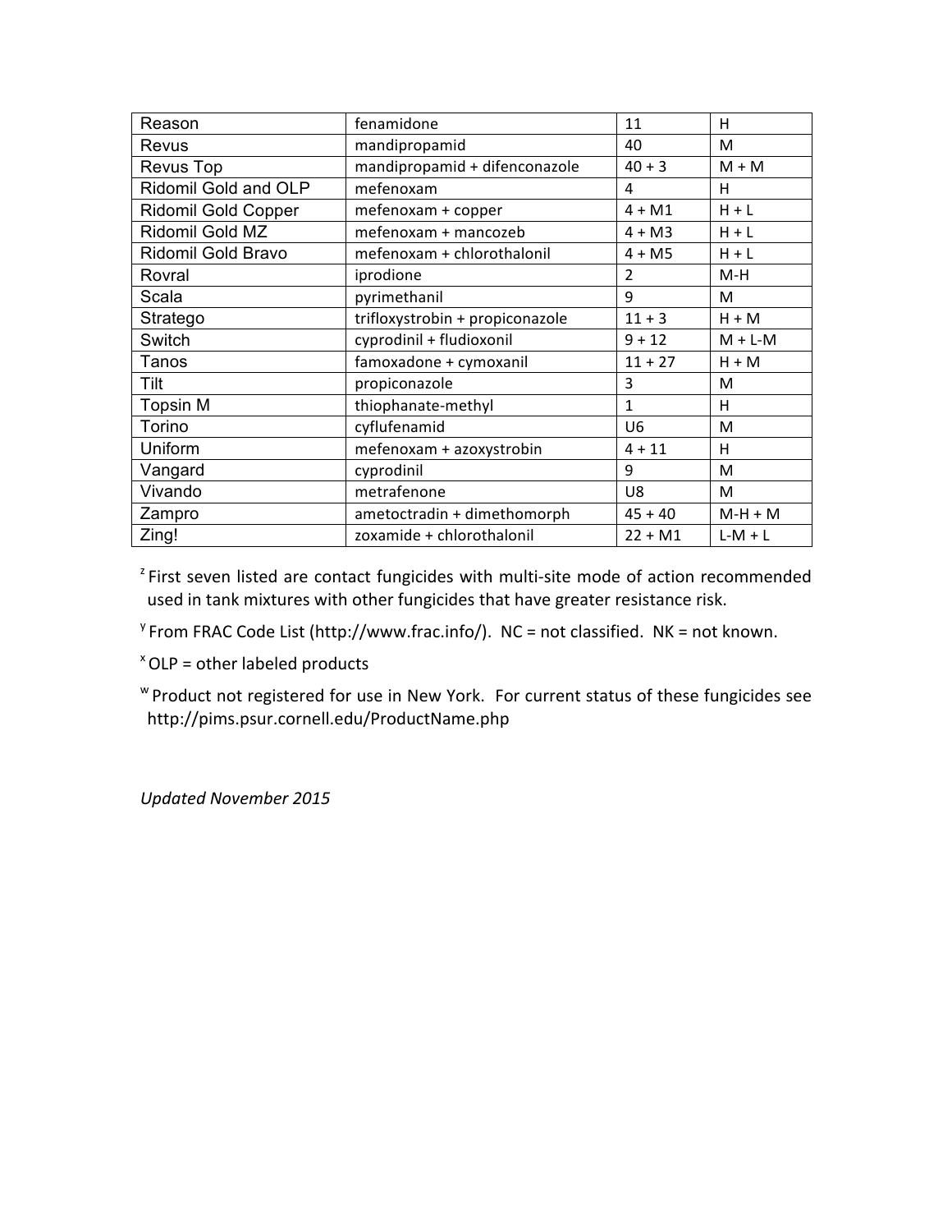| | | | |
|---|---|---|---|
| Reason | fenamidone | 11 | H |
| Revus | mandipropamid | 40 | M |
| Revus Top | mandipropamid + difenconazole | 40 + 3 | M + M |
| Ridomil Gold and OLP | mefenoxam | 4 | H |
| Ridomil Gold Copper | mefenoxam + copper | 4 + M1 | H + L |
| Ridomil Gold MZ | mefenoxam + mancozeb | 4 + M3 | H + L |
| Ridomil Gold Bravo | mefenoxam + chlorothalonil | 4 + M5 | H + L |
| Rovral | iprodione | 2 | M-H |
| Scala | pyrimethanil | 9 | M |
| Stratego | trifloxystrobin + propiconazole | 11 + 3 | H + M |
| Switch | cyprodinil + fludioxonil | 9 + 12 | M + L-M |
| Tanos | famoxadone + cymoxanil | 11 + 27 | H + M |
| Tilt | propiconazole | 3 | M |
| Topsin M | thiophanate-methyl | 1 | H |
| Torino | cyflufenamid | U6 | M |
| Uniform | mefenoxam + azoxystrobin | 4 + 11 | H |
| Vangard | cyprodinil | 9 | M |
| Vivando | metrafenone | U8 | M |
| Zampro | ametoctradin + dimethomorph | 45 + 40 | M-H + M |
| Zing! | zoxamide + chlorothalonil | 22 + M1 | L-M + L |

[z] First seven listed are contact fungicides with multi-site mode of action recommended used in tank mixtures with other fungicides that have greater resistance risk.

[y] From FRAC Code List (http://www.frac.info/). NC = not classified. NK = not known.

[x] OLP = other labeled products

[w] Product not registered for use in New York. For current status of these fungicides see http://pims.psur.cornell.edu/ProductName.php

*Updated November 2015*